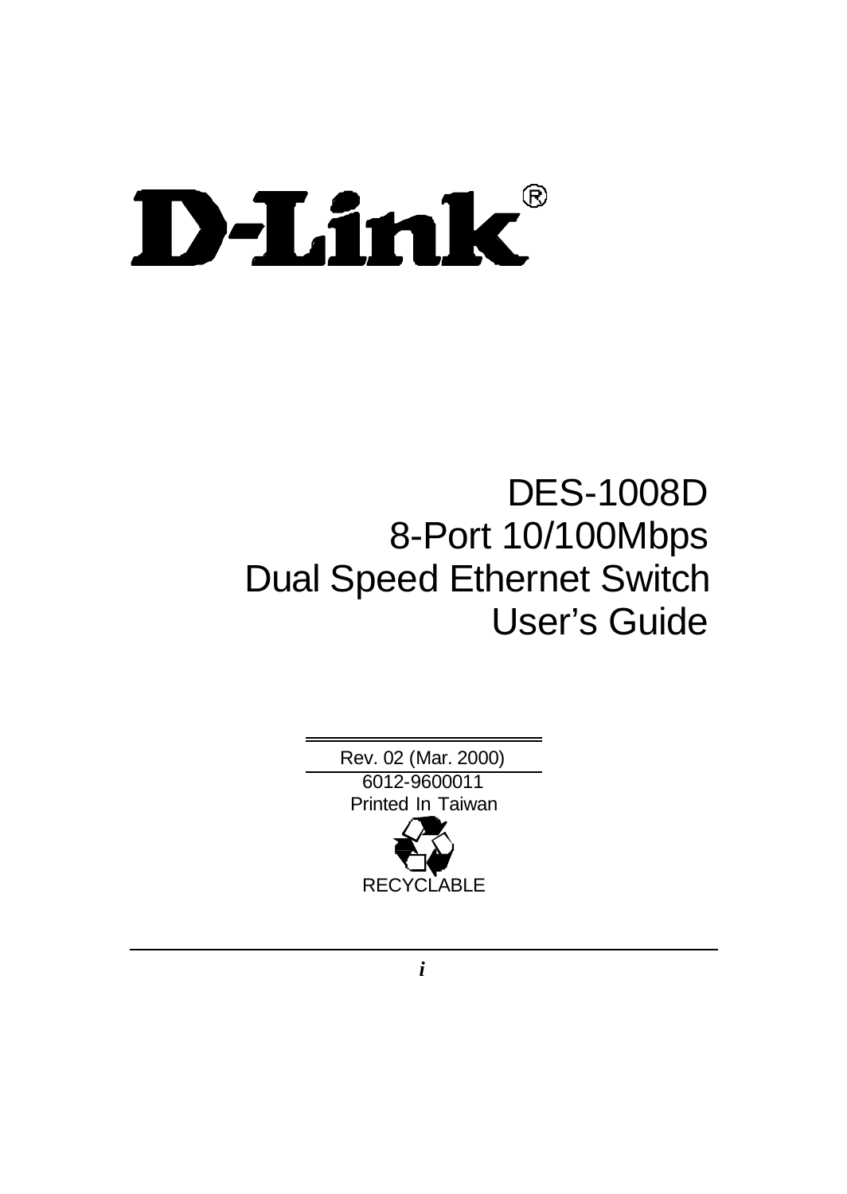# D-Link®

# DES-1008D
# 8-Port 10/100Mbps
# Dual Speed Ethernet Switch
# User's Guide

Rev. 02 (Mar. 2000)

6012-9600011

Printed In Taiwan

RECYCLABLE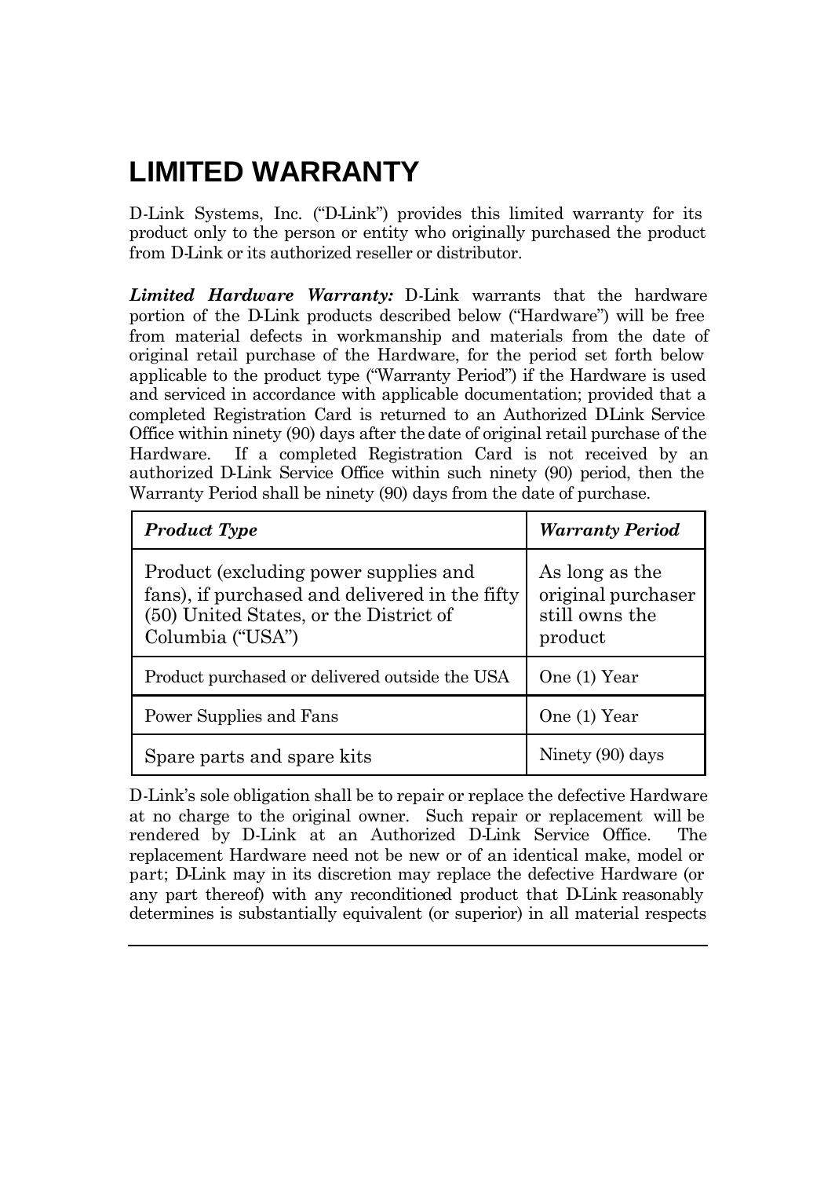# LIMITED WARRANTY

D-Link Systems, Inc. ("D-Link") provides this limited warranty for its product only to the person or entity who originally purchased the product from D-Link or its authorized reseller or distributor.

***Limited Hardware Warranty:*** D-Link warrants that the hardware portion of the D-Link products described below ("Hardware") will be free from material defects in workmanship and materials from the date of original retail purchase of the Hardware, for the period set forth below applicable to the product type ("Warranty Period") if the Hardware is used and serviced in accordance with applicable documentation; provided that a completed Registration Card is returned to an Authorized D-Link Service Office within ninety (90) days after the date of original retail purchase of the Hardware. If a completed Registration Card is not received by an authorized D-Link Service Office within such ninety (90) period, then the Warranty Period shall be ninety (90) days from the date of purchase.

| ***Product Type*** | ***Warranty Period*** |
|---|---|
| Product (excluding power supplies and fans), if purchased and delivered in the fifty (50) United States, or the District of Columbia ("USA") | As long as the original purchaser still owns the product |
| Product purchased or delivered outside the USA | One (1) Year |
| Power Supplies and Fans | One (1) Year |
| Spare parts and spare kits | Ninety (90) days |

D-Link's sole obligation shall be to repair or replace the defective Hardware at no charge to the original owner. Such repair or replacement will be rendered by D-Link at an Authorized D-Link Service Office. The replacement Hardware need not be new or of an identical make, model or part; D-Link may in its discretion may replace the defective Hardware (or any part thereof) with any reconditioned product that D-Link reasonably determines is substantially equivalent (or superior) in all material respects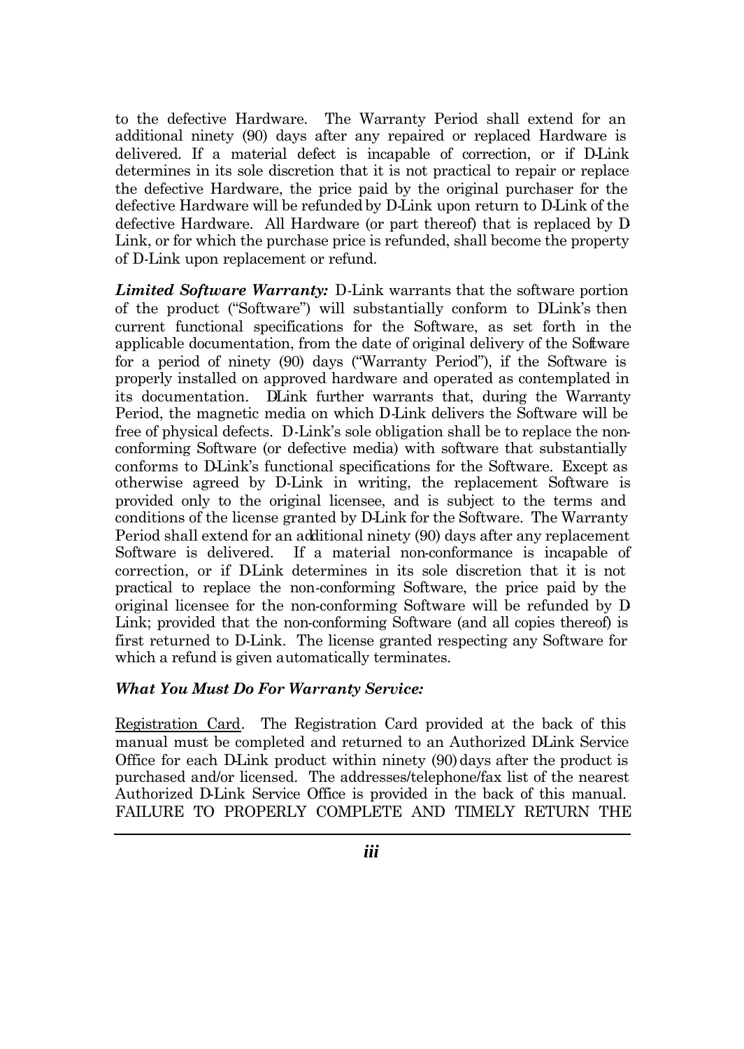to the defective Hardware. The Warranty Period shall extend for an additional ninety (90) days after any repaired or replaced Hardware is delivered. If a material defect is incapable of correction, or if D-Link determines in its sole discretion that it is not practical to repair or replace the defective Hardware, the price paid by the original purchaser for the defective Hardware will be refunded by D-Link upon return to D-Link of the defective Hardware. All Hardware (or part thereof) that is replaced by D-Link, or for which the purchase price is refunded, shall become the property of D-Link upon replacement or refund.

***Limited Software Warranty:*** D-Link warrants that the software portion of the product ("Software") will substantially conform to D-Link's then current functional specifications for the Software, as set forth in the applicable documentation, from the date of original delivery of the Software for a period of ninety (90) days ("Warranty Period"), if the Software is properly installed on approved hardware and operated as contemplated in its documentation. D-Link further warrants that, during the Warranty Period, the magnetic media on which D-Link delivers the Software will be free of physical defects. D-Link's sole obligation shall be to replace the non-conforming Software (or defective media) with software that substantially conforms to D-Link's functional specifications for the Software. Except as otherwise agreed by D-Link in writing, the replacement Software is provided only to the original licensee, and is subject to the terms and conditions of the license granted by D-Link for the Software. The Warranty Period shall extend for an additional ninety (90) days after any replacement Software is delivered. If a material non-conformance is incapable of correction, or if D-Link determines in its sole discretion that it is not practical to replace the non-conforming Software, the price paid by the original licensee for the non-conforming Software will be refunded by D-Link; provided that the non-conforming Software (and all copies thereof) is first returned to D-Link. The license granted respecting any Software for which a refund is given automatically terminates.

***What You Must Do For Warranty Service:***

Registration Card. The Registration Card provided at the back of this manual must be completed and returned to an Authorized D-Link Service Office for each D-Link product within ninety (90) days after the product is purchased and/or licensed. The addresses/telephone/fax list of the nearest Authorized D-Link Service Office is provided in the back of this manual. FAILURE TO PROPERLY COMPLETE AND TIMELY RETURN THE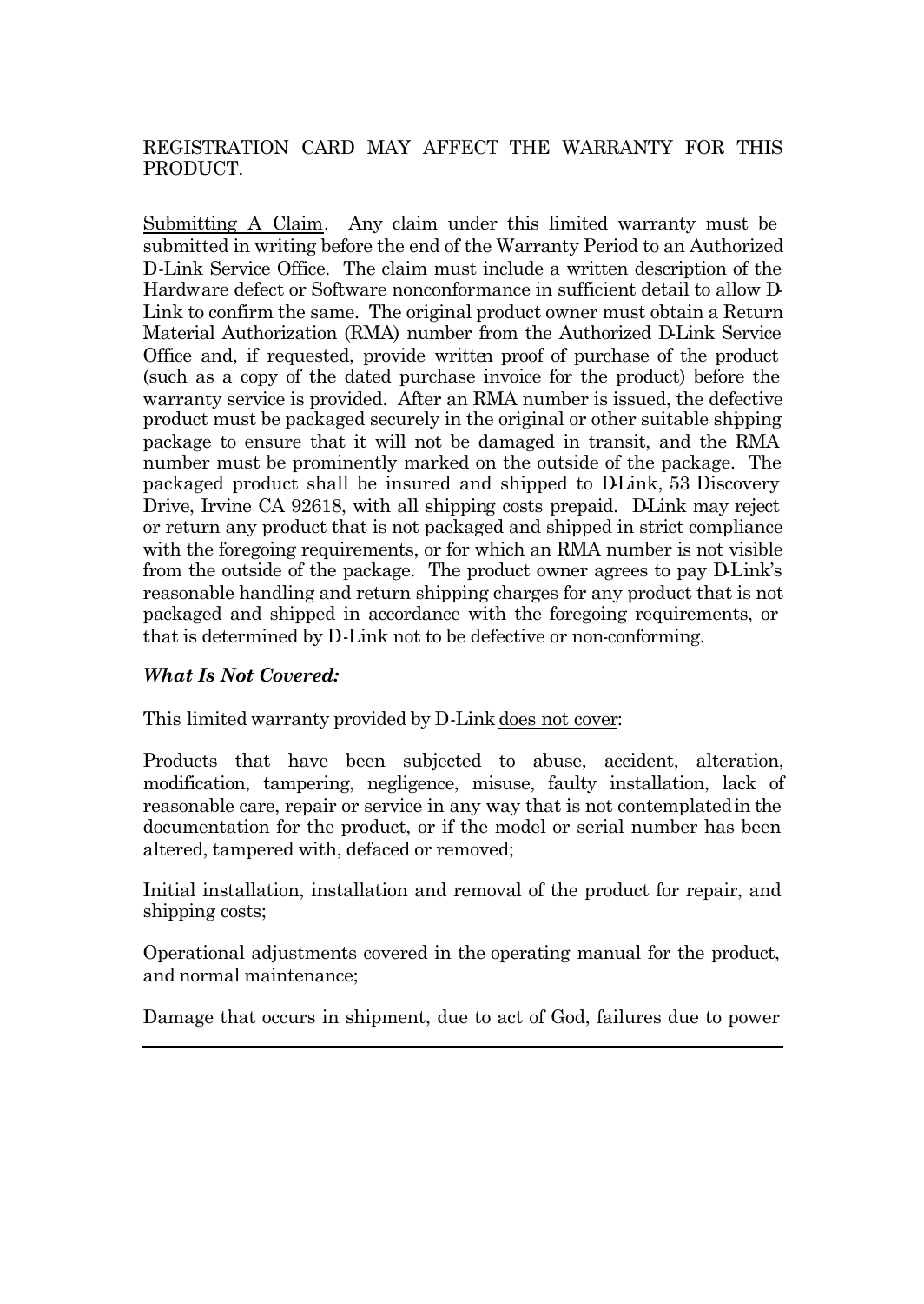REGISTRATION CARD MAY AFFECT THE WARRANTY FOR THIS PRODUCT.

<u>Submitting A Claim</u>. Any claim under this limited warranty must be submitted in writing before the end of the Warranty Period to an Authorized D-Link Service Office. The claim must include a written description of the Hardware defect or Software nonconformance in sufficient detail to allow D-Link to confirm the same. The original product owner must obtain a Return Material Authorization (RMA) number from the Authorized D-Link Service Office and, if requested, provide written proof of purchase of the product (such as a copy of the dated purchase invoice for the product) before the warranty service is provided. After an RMA number is issued, the defective product must be packaged securely in the original or other suitable shipping package to ensure that it will not be damaged in transit, and the RMA number must be prominently marked on the outside of the package. The packaged product shall be insured and shipped to D-Link, 53 Discovery Drive, Irvine CA 92618, with all shipping costs prepaid. D-Link may reject or return any product that is not packaged and shipped in strict compliance with the foregoing requirements, or for which an RMA number is not visible from the outside of the package. The product owner agrees to pay D-Link's reasonable handling and return shipping charges for any product that is not packaged and shipped in accordance with the foregoing requirements, or that is determined by D-Link not to be defective or non-conforming.

***What Is Not Covered:***

This limited warranty provided by D-Link <u>does not cover</u>:

Products that have been subjected to abuse, accident, alteration, modification, tampering, negligence, misuse, faulty installation, lack of reasonable care, repair or service in any way that is not contemplated in the documentation for the product, or if the model or serial number has been altered, tampered with, defaced or removed;

Initial installation, installation and removal of the product for repair, and shipping costs;

Operational adjustments covered in the operating manual for the product, and normal maintenance;

Damage that occurs in shipment, due to act of God, failures due to power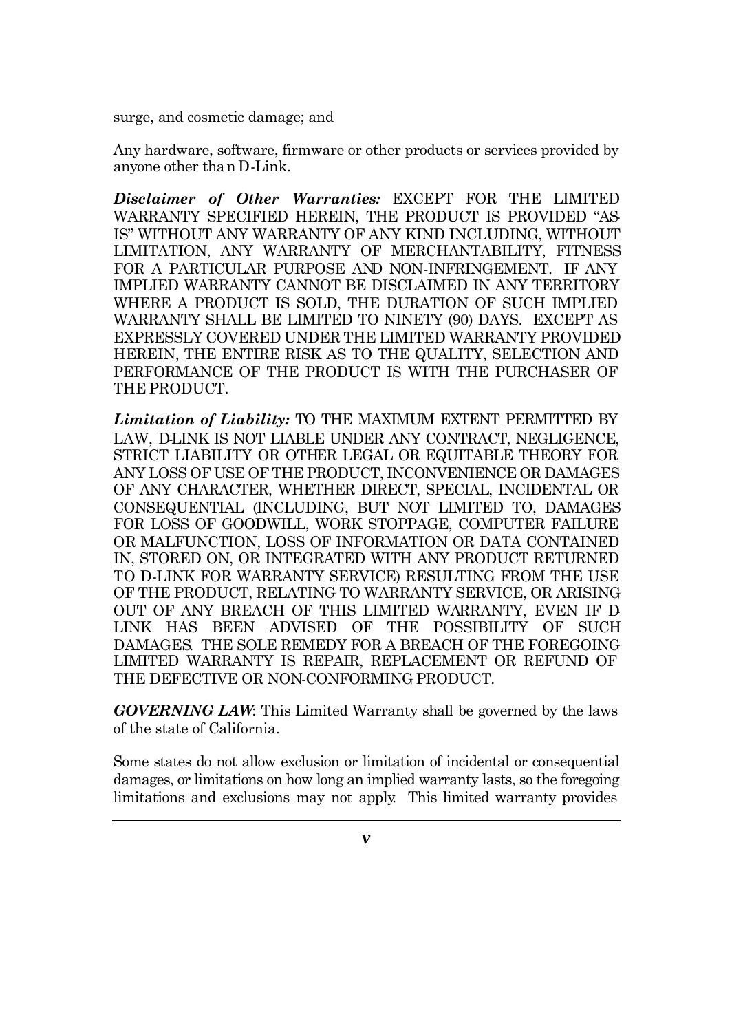surge, and cosmetic damage; and

Any hardware, software, firmware or other products or services provided by anyone other tha n D-Link.

***Disclaimer of Other Warranties:*** EXCEPT FOR THE LIMITED WARRANTY SPECIFIED HEREIN, THE PRODUCT IS PROVIDED "AS-IS" WITHOUT ANY WARRANTY OF ANY KIND INCLUDING, WITHOUT LIMITATION, ANY WARRANTY OF MERCHANTABILITY, FITNESS FOR A PARTICULAR PURPOSE AND NON-INFRINGEMENT. IF ANY IMPLIED WARRANTY CANNOT BE DISCLAIMED IN ANY TERRITORY WHERE A PRODUCT IS SOLD, THE DURATION OF SUCH IMPLIED WARRANTY SHALL BE LIMITED TO NINETY (90) DAYS. EXCEPT AS EXPRESSLY COVERED UNDER THE LIMITED WARRANTY PROVIDED HEREIN, THE ENTIRE RISK AS TO THE QUALITY, SELECTION AND PERFORMANCE OF THE PRODUCT IS WITH THE PURCHASER OF THE PRODUCT.

***Limitation of Liability:*** TO THE MAXIMUM EXTENT PERMITTED BY LAW, D-LINK IS NOT LIABLE UNDER ANY CONTRACT, NEGLIGENCE, STRICT LIABILITY OR OTHER LEGAL OR EQUITABLE THEORY FOR ANY LOSS OF USE OF THE PRODUCT, INCONVENIENCE OR DAMAGES OF ANY CHARACTER, WHETHER DIRECT, SPECIAL, INCIDENTAL OR CONSEQUENTIAL (INCLUDING, BUT NOT LIMITED TO, DAMAGES FOR LOSS OF GOODWILL, WORK STOPPAGE, COMPUTER FAILURE OR MALFUNCTION, LOSS OF INFORMATION OR DATA CONTAINED IN, STORED ON, OR INTEGRATED WITH ANY PRODUCT RETURNED TO D-LINK FOR WARRANTY SERVICE) RESULTING FROM THE USE OF THE PRODUCT, RELATING TO WARRANTY SERVICE, OR ARISING OUT OF ANY BREACH OF THIS LIMITED WARRANTY, EVEN IF D-LINK HAS BEEN ADVISED OF THE POSSIBILITY OF SUCH DAMAGES. THE SOLE REMEDY FOR A BREACH OF THE FOREGOING LIMITED WARRANTY IS REPAIR, REPLACEMENT OR REFUND OF THE DEFECTIVE OR NON-CONFORMING PRODUCT.

***GOVERNING LAW***: This Limited Warranty shall be governed by the laws of the state of California.

Some states do not allow exclusion or limitation of incidental or consequential damages, or limitations on how long an implied warranty lasts, so the foregoing limitations and exclusions may not apply. This limited warranty provides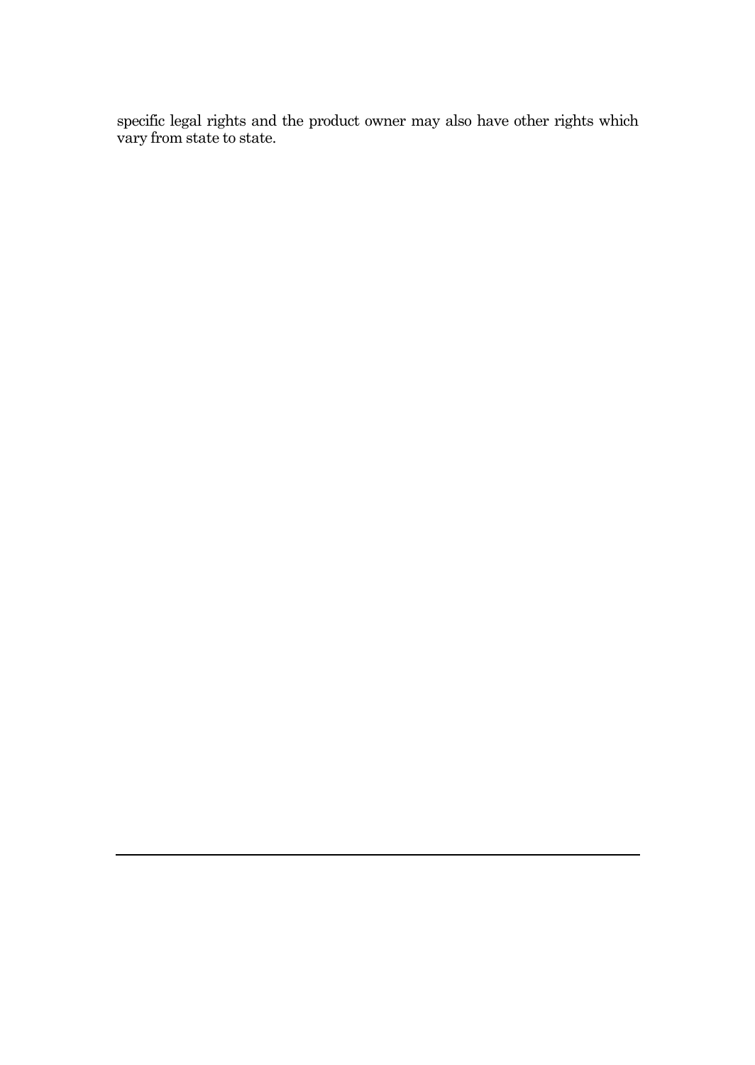specific legal rights and the product owner may also have other rights which vary from state to state.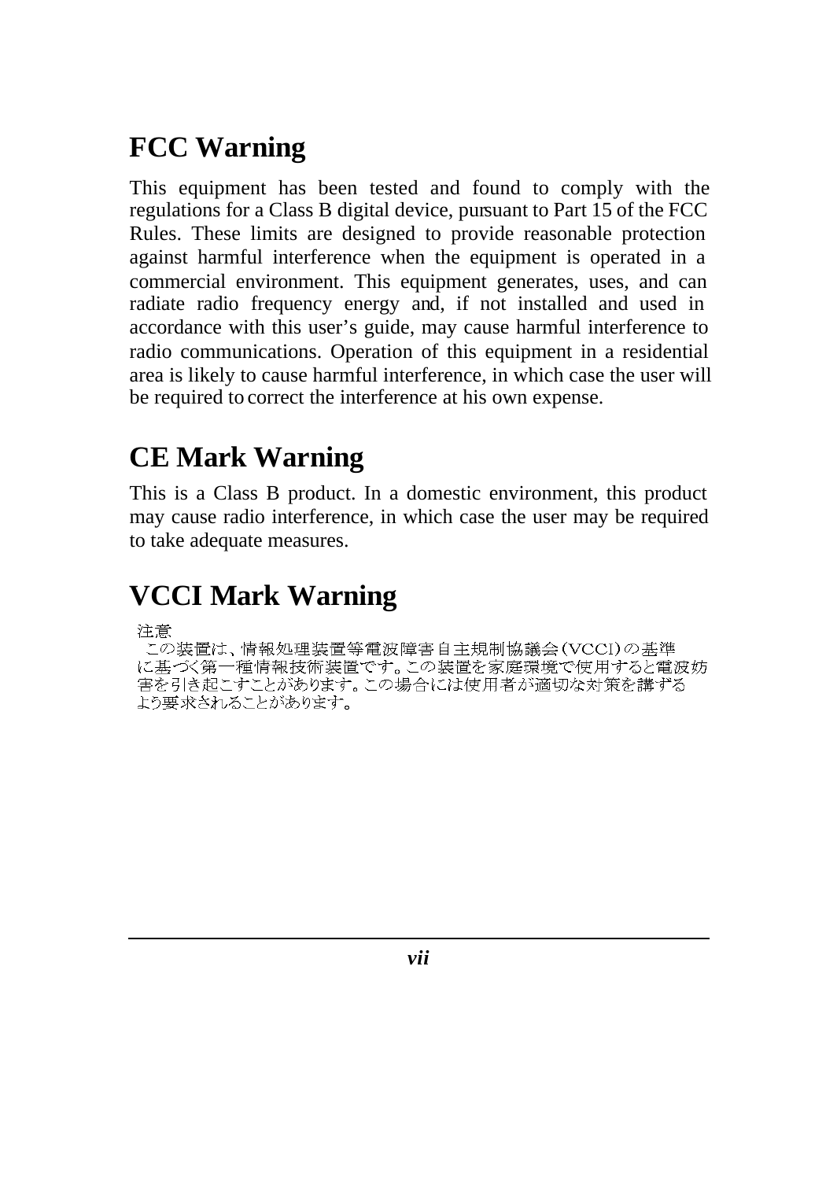## FCC Warning

This equipment has been tested and found to comply with the regulations for a Class B digital device, pursuant to Part 15 of the FCC Rules. These limits are designed to provide reasonable protection against harmful interference when the equipment is operated in a commercial environment. This equipment generates, uses, and can radiate radio frequency energy and, if not installed and used in accordance with this user's guide, may cause harmful interference to radio communications. Operation of this equipment in a residential area is likely to cause harmful interference, in which case the user will be required to correct the interference at his own expense.

## CE Mark Warning

This is a Class B product. In a domestic environment, this product may cause radio interference, in which case the user may be required to take adequate measures.

## VCCI Mark Warning

注意

この装置は、情報処理装置等電波障害自主規制協議会（VCCI）の基準に基づく第一種情報技術装置です。この装置を家庭環境で使用すると電波妨害を引き起こすことがあります。この場合には使用者が適切な対策を講ずるよう要求されることがあります。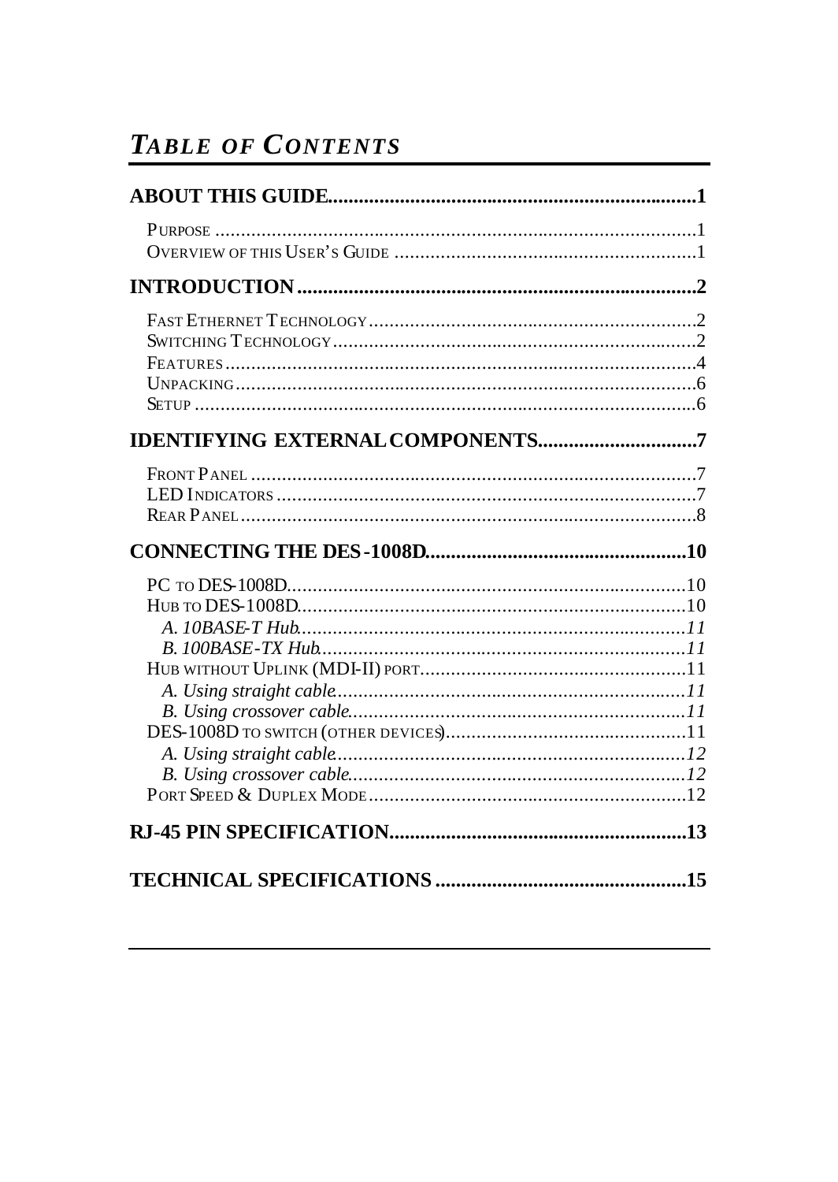# *TABLE OF CONTENTS*

**ABOUT THIS GUIDE........................................................................1**

PURPOSE ..............................................................................................1
OVERVIEW OF THIS USER'S GUIDE ...........................................................1

**INTRODUCTION..............................................................................2**

FAST ETHERNET TECHNOLOGY...............................................................2
SWITCHING TECHNOLOGY.......................................................................2
FEATURES...........................................................................................4
UNPACKING.........................................................................................6
SETUP .................................................................................................6

**IDENTIFYING EXTERNAL COMPONENTS...............................7**

FRONT PANEL ......................................................................................7
LED INDICATORS .................................................................................7
REAR PANEL........................................................................................8

**CONNECTING THE DES-1008D...................................................10**

PC TO DES-1008D.............................................................................10
HUB TO DES-1008D...........................................................................10
*A. 10BASE-T Hub...........................................................................11*
*B. 100BASE-TX Hub.......................................................................11*
HUB WITHOUT UPLINK (MDI-II) PORT...................................................11
*A. Using straight cable....................................................................11*
*B. Using crossover cable.................................................................11*
DES-1008D TO SWITCH (OTHER DEVICES)...............................................11
*A. Using straight cable....................................................................12*
*B. Using crossover cable.................................................................12*
PORT SPEED & DUPLEX MODE.............................................................12

**RJ-45 PIN SPECIFICATION...........................................................13**

**TECHNICAL SPECIFICATIONS .................................................15**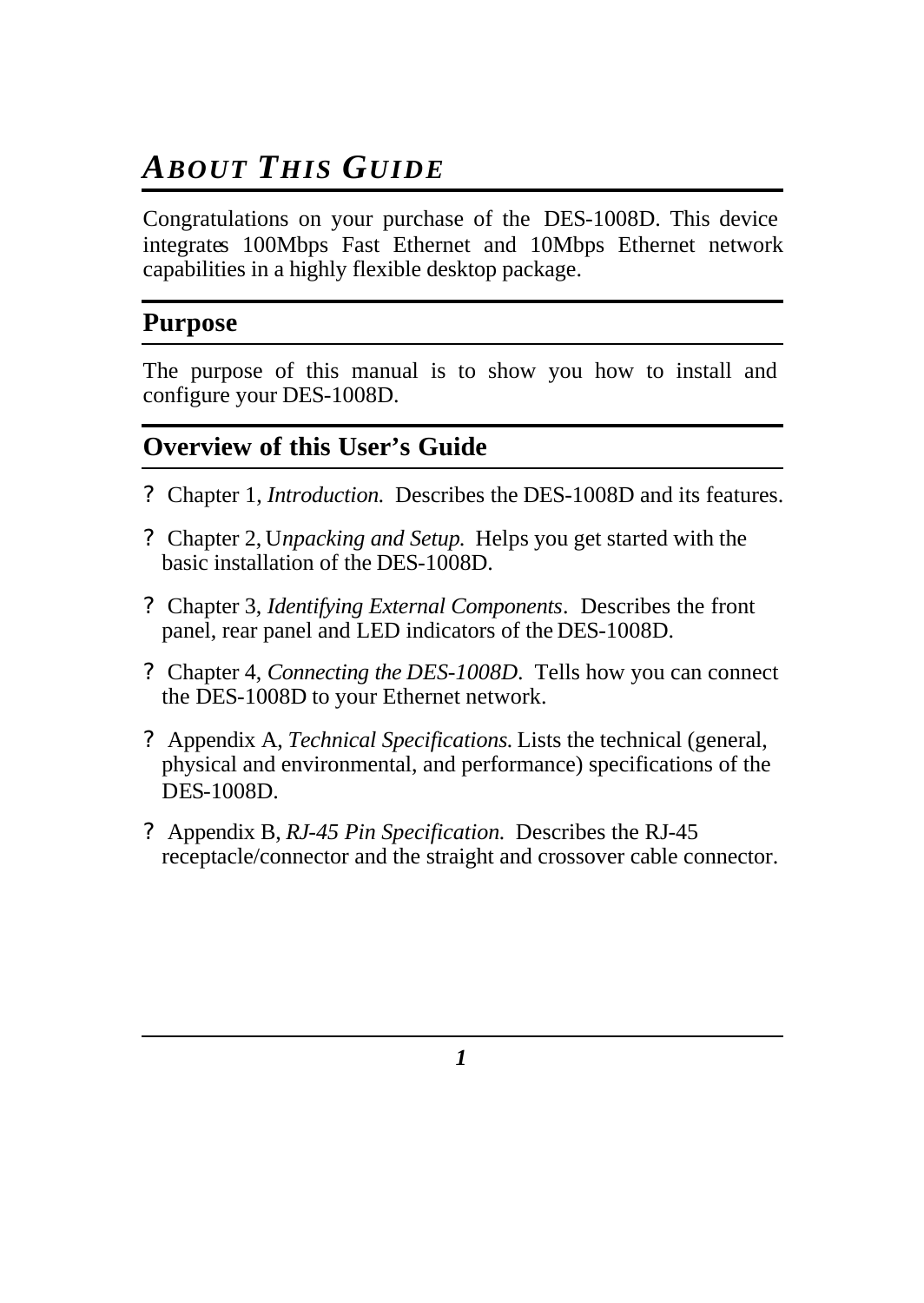# ABOUT THIS GUIDE

Congratulations on your purchase of the DES-1008D. This device integrates 100Mbps Fast Ethernet and 10Mbps Ethernet network capabilities in a highly flexible desktop package.

## Purpose

The purpose of this manual is to show you how to install and configure your DES-1008D.

## Overview of this User's Guide

- Chapter 1, *Introduction.* Describes the DES-1008D and its features.
- Chapter 2, U*npacking and Setup.* Helps you get started with the basic installation of the DES-1008D.
- Chapter 3, *Identifying External Components*. Describes the front panel, rear panel and LED indicators of the DES-1008D.
- Chapter 4, *Connecting the DES-1008D*. Tells how you can connect the DES-1008D to your Ethernet network.
- Appendix A, *Technical Specifications.* Lists the technical (general, physical and environmental, and performance) specifications of the DES-1008D.
- Appendix B, *RJ-45 Pin Specification.* Describes the RJ-45 receptacle/connector and the straight and crossover cable connector.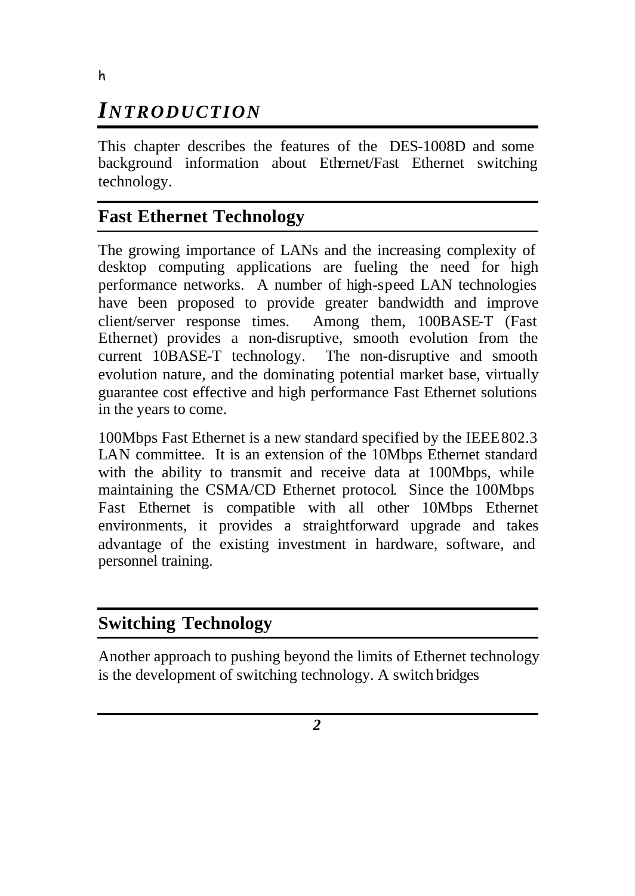h

# *INTRODUCTION*

This chapter describes the features of the DES-1008D and some background information about Ethernet/Fast Ethernet switching technology.

## Fast Ethernet Technology

The growing importance of LANs and the increasing complexity of desktop computing applications are fueling the need for high performance networks. A number of high-speed LAN technologies have been proposed to provide greater bandwidth and improve client/server response times. Among them, 100BASE-T (Fast Ethernet) provides a non-disruptive, smooth evolution from the current 10BASE-T technology. The non-disruptive and smooth evolution nature, and the dominating potential market base, virtually guarantee cost effective and high performance Fast Ethernet solutions in the years to come.

100Mbps Fast Ethernet is a new standard specified by the IEEE802.3 LAN committee. It is an extension of the 10Mbps Ethernet standard with the ability to transmit and receive data at 100Mbps, while maintaining the CSMA/CD Ethernet protocol. Since the 100Mbps Fast Ethernet is compatible with all other 10Mbps Ethernet environments, it provides a straightforward upgrade and takes advantage of the existing investment in hardware, software, and personnel training.

## Switching Technology

Another approach to pushing beyond the limits of Ethernet technology is the development of switching technology. A switch bridges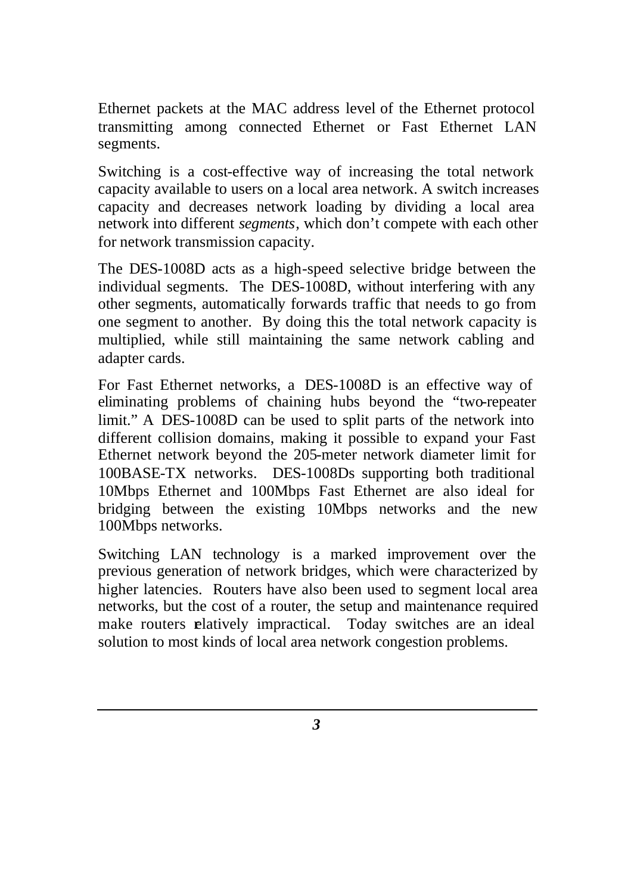Ethernet packets at the MAC address level of the Ethernet protocol transmitting among connected Ethernet or Fast Ethernet LAN segments.

Switching is a cost-effective way of increasing the total network capacity available to users on a local area network. A switch increases capacity and decreases network loading by dividing a local area network into different *segments*, which don't compete with each other for network transmission capacity.

The DES-1008D acts as a high-speed selective bridge between the individual segments. The DES-1008D, without interfering with any other segments, automatically forwards traffic that needs to go from one segment to another. By doing this the total network capacity is multiplied, while still maintaining the same network cabling and adapter cards.

For Fast Ethernet networks, a DES-1008D is an effective way of eliminating problems of chaining hubs beyond the "two-repeater limit." A DES-1008D can be used to split parts of the network into different collision domains, making it possible to expand your Fast Ethernet network beyond the 205-meter network diameter limit for 100BASE-TX networks. DES-1008Ds supporting both traditional 10Mbps Ethernet and 100Mbps Fast Ethernet are also ideal for bridging between the existing 10Mbps networks and the new 100Mbps networks.

Switching LAN technology is a marked improvement over the previous generation of network bridges, which were characterized by higher latencies. Routers have also been used to segment local area networks, but the cost of a router, the setup and maintenance required make routers relatively impractical. Today switches are an ideal solution to most kinds of local area network congestion problems.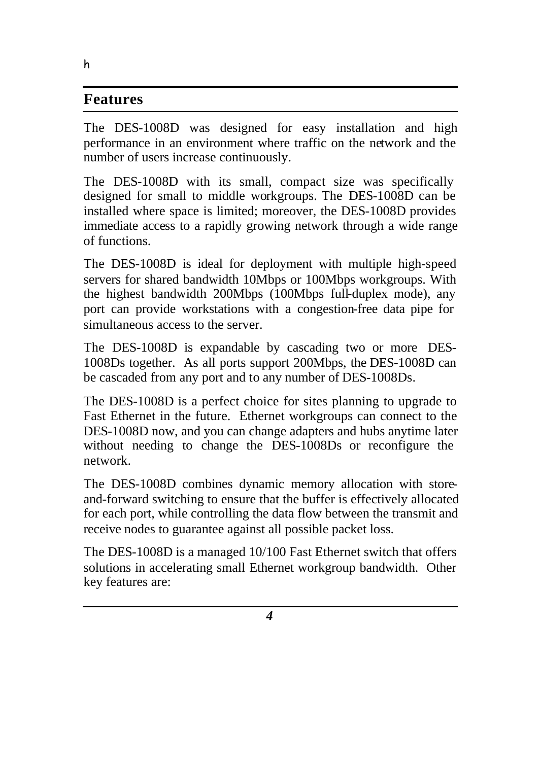## Features

The DES-1008D was designed for easy installation and high performance in an environment where traffic on the network and the number of users increase continuously.

The DES-1008D with its small, compact size was specifically designed for small to middle workgroups. The DES-1008D can be installed where space is limited; moreover, the DES-1008D provides immediate access to a rapidly growing network through a wide range of functions.

The DES-1008D is ideal for deployment with multiple high-speed servers for shared bandwidth 10Mbps or 100Mbps workgroups. With the highest bandwidth 200Mbps (100Mbps full-duplex mode), any port can provide workstations with a congestion-free data pipe for simultaneous access to the server.

The DES-1008D is expandable by cascading two or more DES-1008Ds together. As all ports support 200Mbps, the DES-1008D can be cascaded from any port and to any number of DES-1008Ds.

The DES-1008D is a perfect choice for sites planning to upgrade to Fast Ethernet in the future. Ethernet workgroups can connect to the DES-1008D now, and you can change adapters and hubs anytime later without needing to change the DES-1008Ds or reconfigure the network.

The DES-1008D combines dynamic memory allocation with store-and-forward switching to ensure that the buffer is effectively allocated for each port, while controlling the data flow between the transmit and receive nodes to guarantee against all possible packet loss.

The DES-1008D is a managed 10/100 Fast Ethernet switch that offers solutions in accelerating small Ethernet workgroup bandwidth. Other key features are: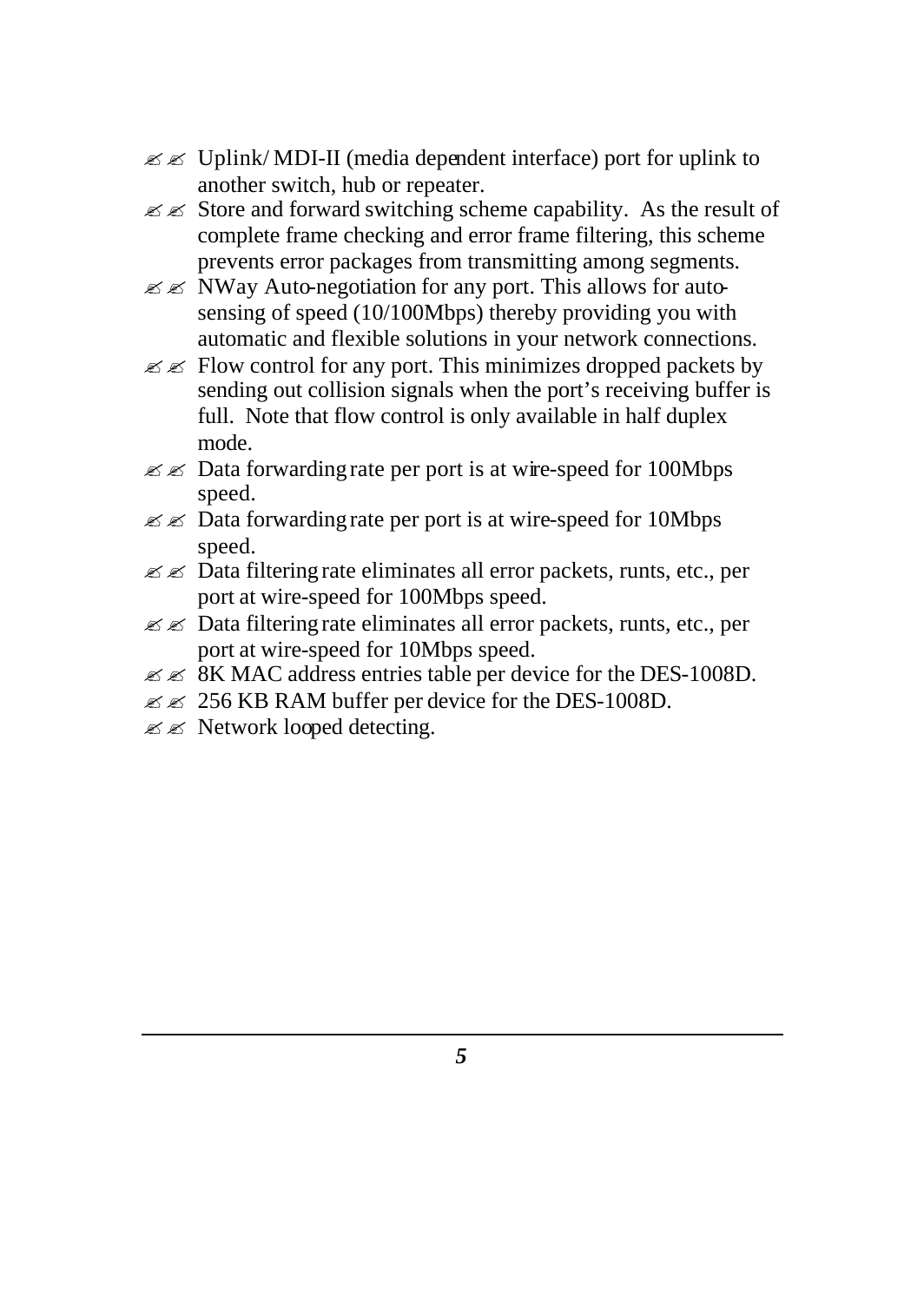- Uplink/ MDI-II (media dependent interface) port for uplink to another switch, hub or repeater.
- Store and forward switching scheme capability. As the result of complete frame checking and error frame filtering, this scheme prevents error packages from transmitting among segments.
- NWay Auto-negotiation for any port. This allows for auto-sensing of speed (10/100Mbps) thereby providing you with automatic and flexible solutions in your network connections.
- Flow control for any port. This minimizes dropped packets by sending out collision signals when the port's receiving buffer is full. Note that flow control is only available in half duplex mode.
- Data forwarding rate per port is at wire-speed for 100Mbps speed.
- Data forwarding rate per port is at wire-speed for 10Mbps speed.
- Data filtering rate eliminates all error packets, runts, etc., per port at wire-speed for 100Mbps speed.
- Data filtering rate eliminates all error packets, runts, etc., per port at wire-speed for 10Mbps speed.
- 8K MAC address entries table per device for the DES-1008D.
- 256 KB RAM buffer per device for the DES-1008D.
- Network looped detecting.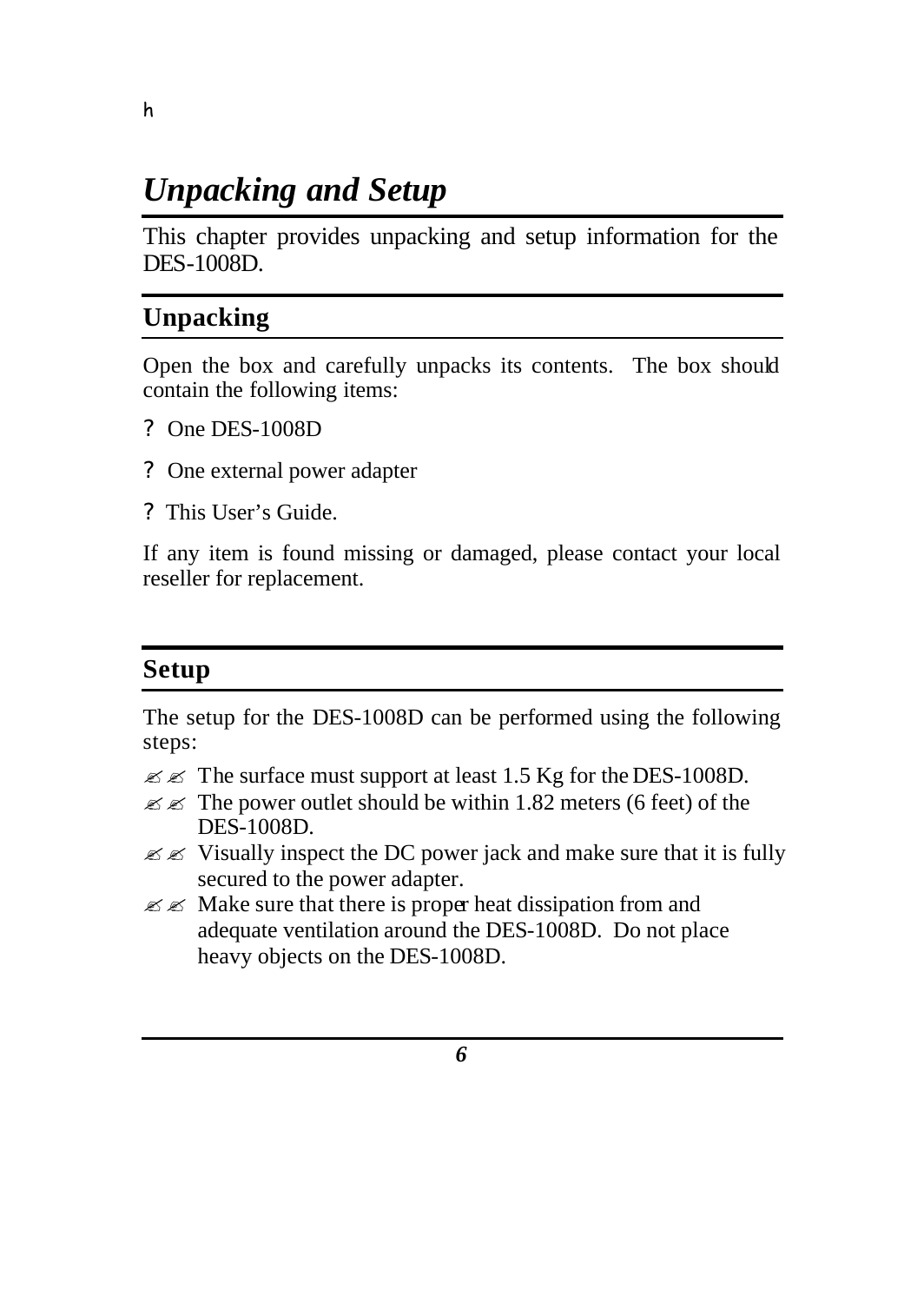# *Unpacking and Setup*

This chapter provides unpacking and setup information for the DES-1008D.

## Unpacking

Open the box and carefully unpacks its contents. The box should contain the following items:

- One DES-1008D
- One external power adapter
- This User's Guide.

If any item is found missing or damaged, please contact your local reseller for replacement.

## Setup

The setup for the DES-1008D can be performed using the following steps:

- The surface must support at least 1.5 Kg for the DES-1008D.
- The power outlet should be within 1.82 meters (6 feet) of the DES-1008D.
- Visually inspect the DC power jack and make sure that it is fully secured to the power adapter.
- Make sure that there is proper heat dissipation from and adequate ventilation around the DES-1008D. Do not place heavy objects on the DES-1008D.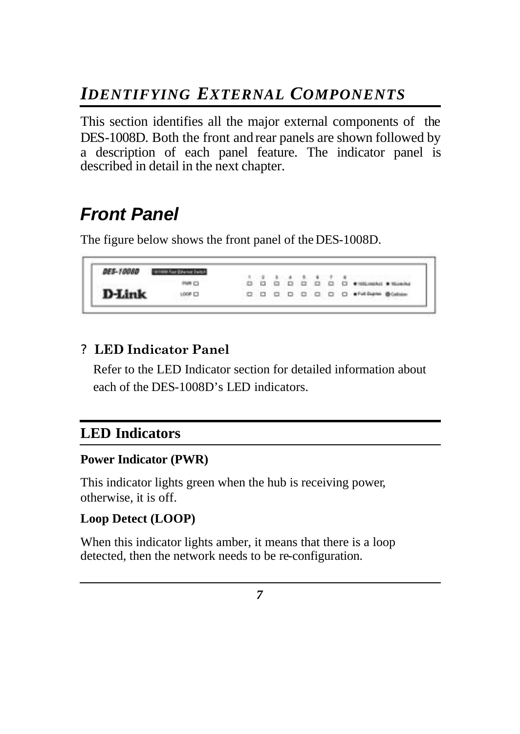# IDENTIFYING EXTERNAL COMPONENTS

This section identifies all the major external components of the DES-1008D. Both the front and rear panels are shown followed by a description of each panel feature. The indicator panel is described in detail in the next chapter.

## Front Panel

The figure below shows the front panel of the DES-1008D.

? **LED Indicator Panel**

Refer to the LED Indicator section for detailed information about each of the DES-1008D's LED indicators.

## LED Indicators

**Power Indicator (PWR)**

This indicator lights green when the hub is receiving power, otherwise, it is off.

**Loop Detect (LOOP)**

When this indicator lights amber, it means that there is a loop detected, then the network needs to be re-configuration.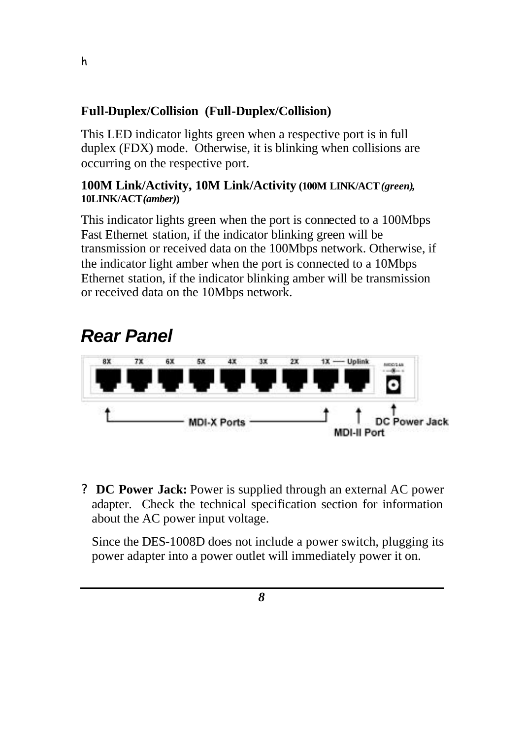h

**Full-Duplex/Collision (Full-Duplex/Collision)**

This LED indicator lights green when a respective port is in full duplex (FDX) mode. Otherwise, it is blinking when collisions are occurring on the respective port.

**100M Link/Activity, 10M Link/Activity (100M LINK/ACT *(green)*, 10LINK/ACT *(amber)*)**

This indicator lights green when the port is connected to a 100Mbps Fast Ethernet station, if the indicator blinking green will be transmission or received data on the 100Mbps network. Otherwise, if the indicator light amber when the port is connected to a 10Mbps Ethernet station, if the indicator blinking amber will be transmission or received data on the 10Mbps network.

## *Rear Panel*

8X 7X 6X 5X 4X 3X 2X 1X — Uplink

MDI-X Ports    MDI-II Port    DC Power Jack

? **DC Power Jack:** Power is supplied through an external AC power adapter. Check the technical specification section for information about the AC power input voltage.

Since the DES-1008D does not include a power switch, plugging its power adapter into a power outlet will immediately power it on.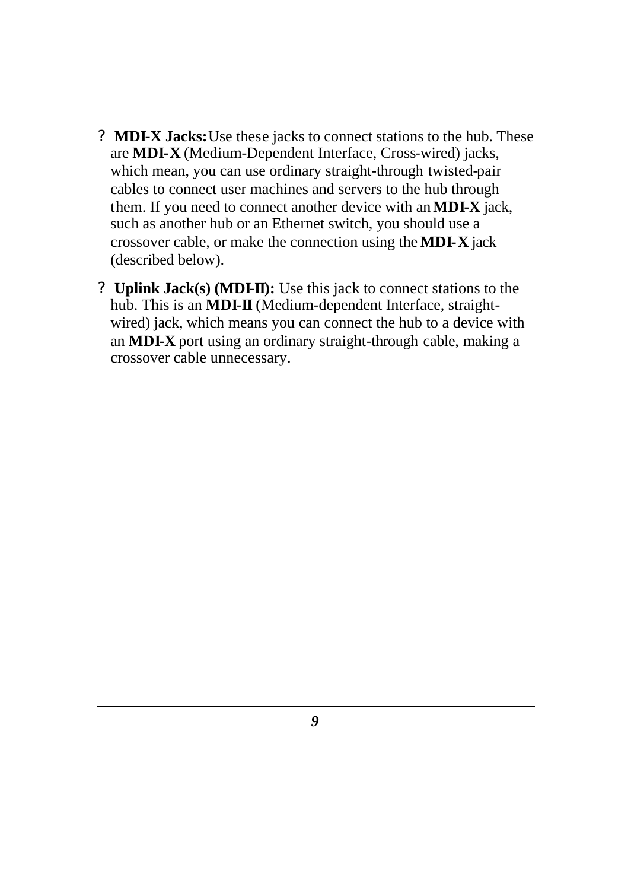- **MDI-X Jacks:** Use these jacks to connect stations to the hub. These are **MDI-X** (Medium-Dependent Interface, Cross-wired) jacks, which mean, you can use ordinary straight-through twisted-pair cables to connect user machines and servers to the hub through them. If you need to connect another device with an **MDI-X** jack, such as another hub or an Ethernet switch, you should use a crossover cable, or make the connection using the **MDI-X** jack (described below).
- **Uplink Jack(s) (MDI-II):** Use this jack to connect stations to the hub. This is an **MDI-II** (Medium-dependent Interface, straight-wired) jack, which means you can connect the hub to a device with an **MDI-X** port using an ordinary straight-through cable, making a crossover cable unnecessary.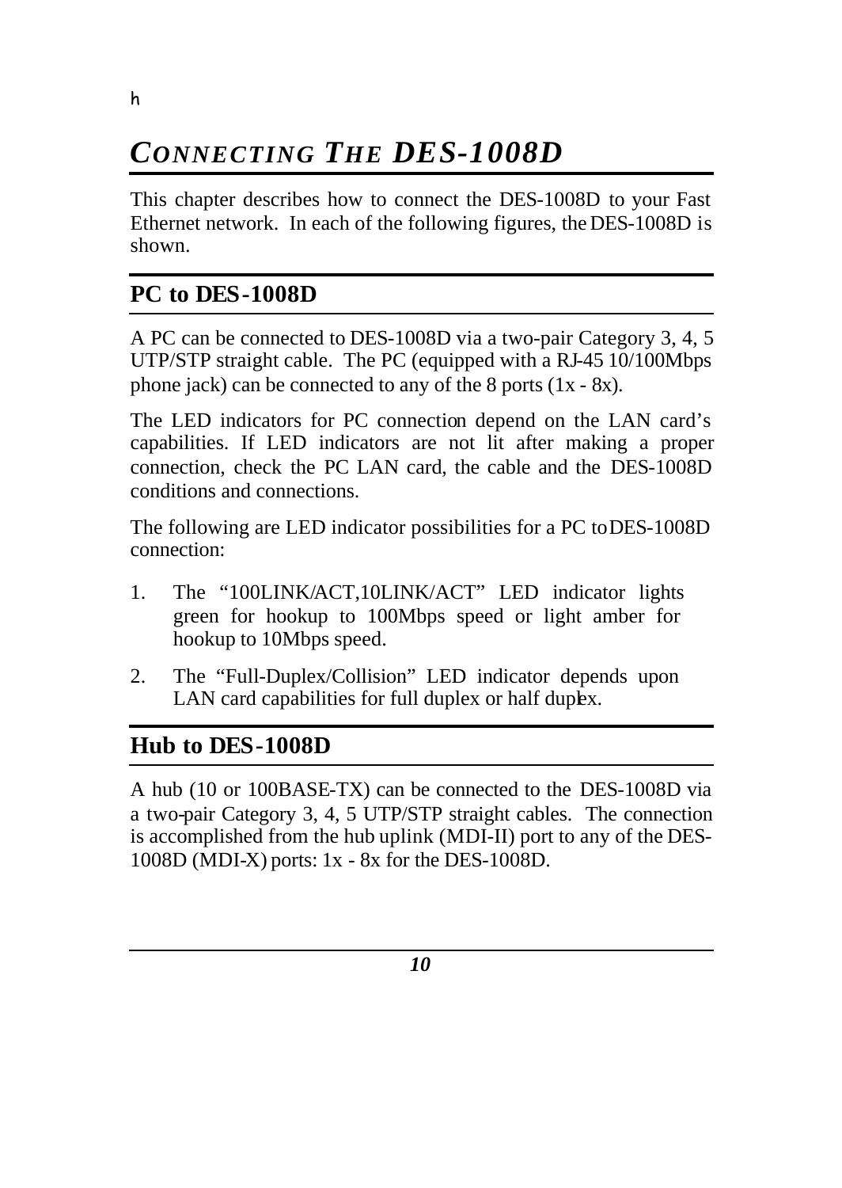h

# CONNECTING THE DES-1008D

This chapter describes how to connect the DES-1008D to your Fast Ethernet network. In each of the following figures, the DES-1008D is shown.

## PC to DES-1008D

A PC can be connected to DES-1008D via a two-pair Category 3, 4, 5 UTP/STP straight cable. The PC (equipped with a RJ-45 10/100Mbps phone jack) can be connected to any of the 8 ports (1x - 8x).

The LED indicators for PC connection depend on the LAN card's capabilities. If LED indicators are not lit after making a proper connection, check the PC LAN card, the cable and the DES-1008D conditions and connections.

The following are LED indicator possibilities for a PC to DES-1008D connection:

1. The "100LINK/ACT,10LINK/ACT" LED indicator lights green for hookup to 100Mbps speed or light amber for hookup to 10Mbps speed.
2. The "Full-Duplex/Collision" LED indicator depends upon LAN card capabilities for full duplex or half duplex.

## Hub to DES-1008D

A hub (10 or 100BASE-TX) can be connected to the DES-1008D via a two-pair Category 3, 4, 5 UTP/STP straight cables. The connection is accomplished from the hub uplink (MDI-II) port to any of the DES-1008D (MDI-X) ports: 1x - 8x for the DES-1008D.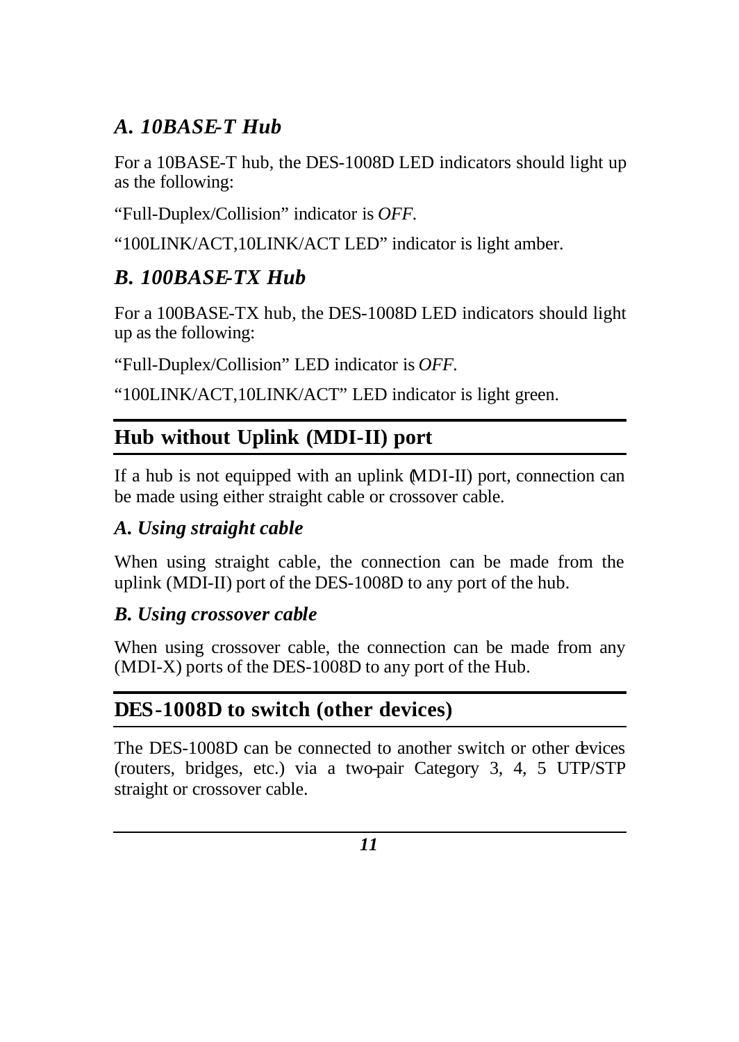### *A. 10BASE-T Hub*

For a 10BASE-T hub, the DES-1008D LED indicators should light up as the following:

"Full-Duplex/Collision" indicator is *OFF*.

"100LINK/ACT,10LINK/ACT LED" indicator is light amber.

### *B. 100BASE-TX Hub*

For a 100BASE-TX hub, the DES-1008D LED indicators should light up as the following:

"Full-Duplex/Collision" LED indicator is *OFF*.

"100LINK/ACT,10LINK/ACT" LED indicator is light green.

## Hub without Uplink (MDI-II) port

If a hub is not equipped with an uplink (MDI-II) port, connection can be made using either straight cable or crossover cable.

### *A. Using straight cable*

When using straight cable, the connection can be made from the uplink (MDI-II) port of the DES-1008D to any port of the hub.

### *B. Using crossover cable*

When using crossover cable, the connection can be made from any (MDI-X) ports of the DES-1008D to any port of the Hub.

## DES-1008D to switch (other devices)

The DES-1008D can be connected to another switch or other devices (routers, bridges, etc.) via a two-pair Category 3, 4, 5 UTP/STP straight or crossover cable.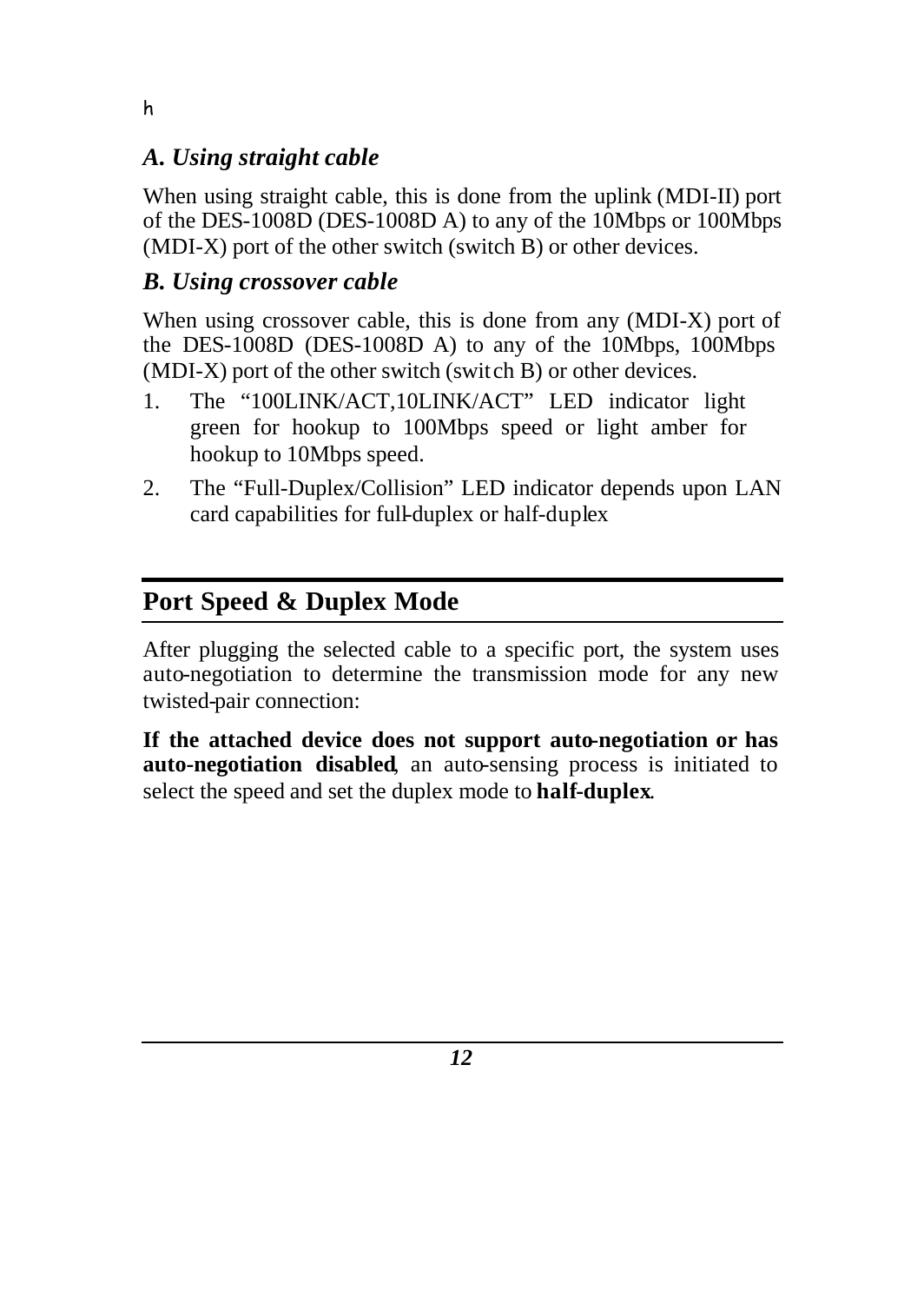h

### *A. Using straight cable*

When using straight cable, this is done from the uplink (MDI-II) port of the DES-1008D (DES-1008D A) to any of the 10Mbps or 100Mbps (MDI-X) port of the other switch (switch B) or other devices.

### *B. Using crossover cable*

When using crossover cable, this is done from any (MDI-X) port of the DES-1008D (DES-1008D A) to any of the 10Mbps, 100Mbps (MDI-X) port of the other switch (swit ch B) or other devices.

1. The "100LINK/ACT,10LINK/ACT" LED indicator light green for hookup to 100Mbps speed or light amber for hookup to 10Mbps speed.
2. The "Full-Duplex/Collision" LED indicator depends upon LAN card capabilities for full-duplex or half-duplex

## Port Speed & Duplex Mode

After plugging the selected cable to a specific port, the system uses auto-negotiation to determine the transmission mode for any new twisted-pair connection:

**If the attached device does not support auto-negotiation or has auto-negotiation disabled**, an auto-sensing process is initiated to select the speed and set the duplex mode to **half-duplex**.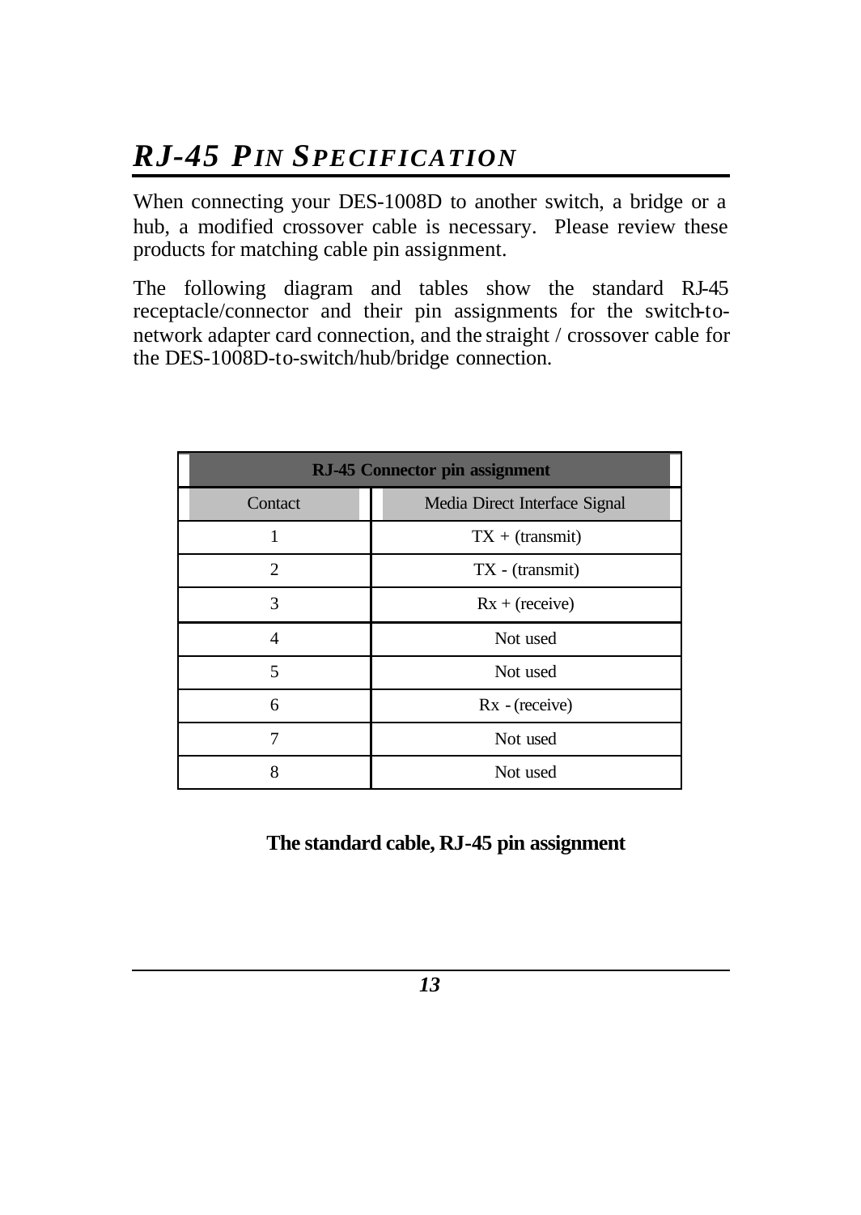# *RJ-45 PIN SPECIFICATION*

When connecting your DES-1008D to another switch, a bridge or a hub, a modified crossover cable is necessary. Please review these products for matching cable pin assignment.

The following diagram and tables show the standard RJ-45 receptacle/connector and their pin assignments for the switch-to-network adapter card connection, and the straight / crossover cable for the DES-1008D-to-switch/hub/bridge connection.

| **RJ-45 Connector pin assignment** | |
|---|---|
| Contact | Media Direct Interface Signal |
| 1 | TX + (transmit) |
| 2 | TX - (transmit) |
| 3 | Rx + (receive) |
| 4 | Not used |
| 5 | Not used |
| 6 | Rx - (receive) |
| 7 | Not used |
| 8 | Not used |

**The standard cable, RJ-45 pin assignment**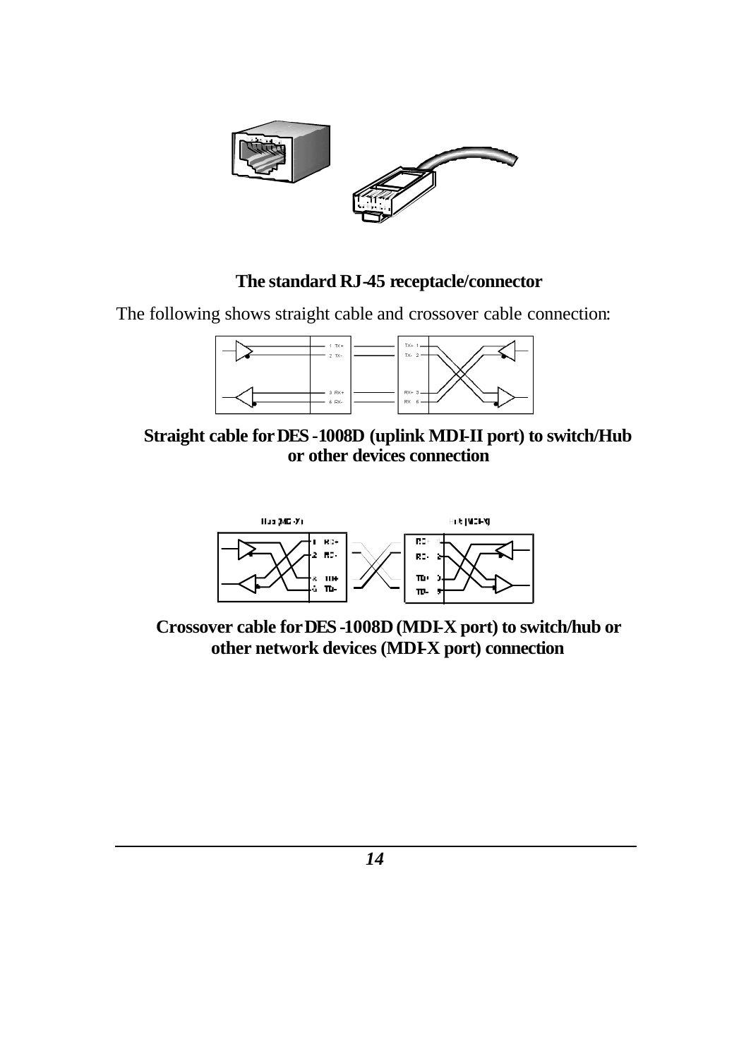**The standard RJ-45 receptacle/connector**

The following shows straight cable and crossover cable connection:

**Straight cable for DES-1008D (uplink MDI-II port) to switch/Hub or other devices connection**

**Crossover cable for DES-1008D (MDI-X port) to switch/hub or other network devices (MDI-X port) connection**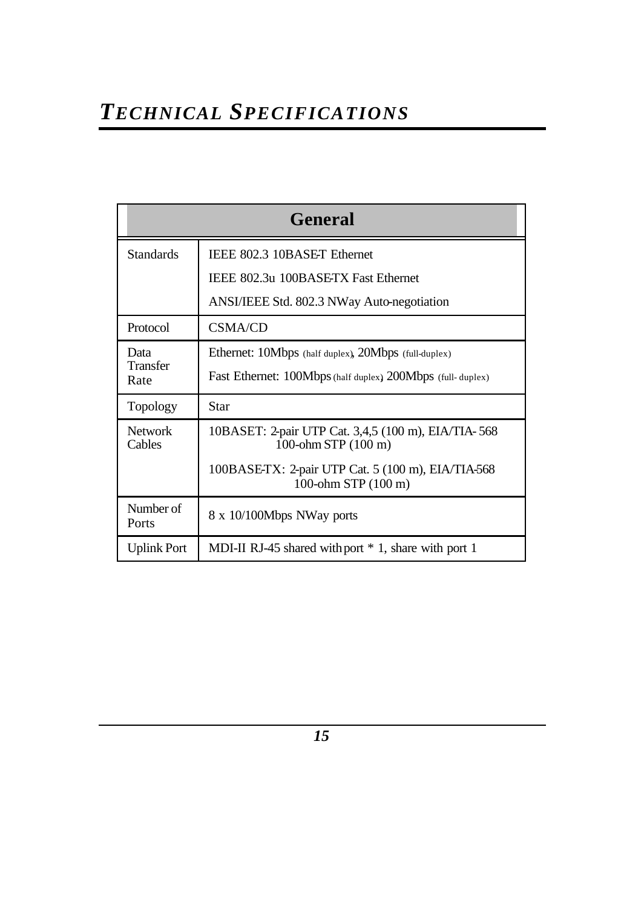# *TECHNICAL SPECIFICATIONS*

| General | |
|---|---|
| Standards | IEEE 802.3 10BASE-T Ethernet<br>IEEE 802.3u 100BASE-TX Fast Ethernet<br>ANSI/IEEE Std. 802.3 NWay Auto-negotiation |
| Protocol | CSMA/CD |
| Data Transfer Rate | Ethernet: 10Mbps (half duplex), 20Mbps (full-duplex)<br>Fast Ethernet: 100Mbps (half duplex), 200Mbps (full- duplex) |
| Topology | Star |
| Network Cables | 10BASET: 2-pair UTP Cat. 3,4,5 (100 m), EIA/TIA- 568 100-ohm STP (100 m)<br>100BASE-TX: 2-pair UTP Cat. 5 (100 m), EIA/TIA-568 100-ohm STP (100 m) |
| Number of Ports | 8 x 10/100Mbps NWay ports |
| Uplink Port | MDI-II RJ-45 shared with port * 1, share with port 1 |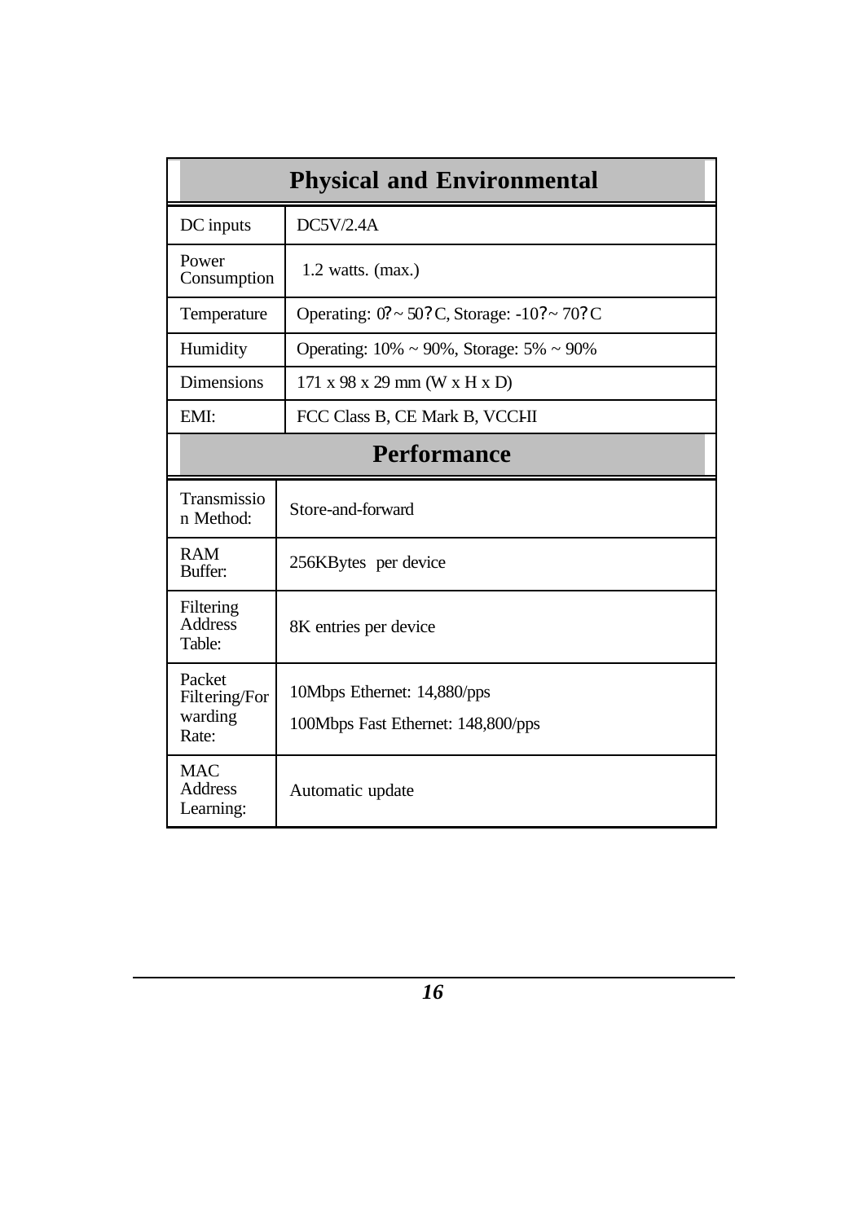| Physical and Environmental | |
|---|---|
| DC inputs | DC5V/2.4A |
| Power Consumption | 1.2 watts. (max.) |
| Temperature | Operating: 0?~ 50?C, Storage: -10?~ 70?C |
| Humidity | Operating: 10% ~ 90%, Storage: 5% ~ 90% |
| Dimensions | 171 x 98 x 29 mm (W x H x D) |
| EMI: | FCC Class B, CE Mark B, VCCI-II |
| **Performance** | |
| Transmission Method: | Store-and-forward |
| RAM Buffer: | 256KBytes per device |
| Filtering Address Table: | 8K entries per device |
| Packet Filtering/Forwarding Rate: | 10Mbps Ethernet: 14,880/pps<br>100Mbps Fast Ethernet: 148,800/pps |
| MAC Address Learning: | Automatic update |